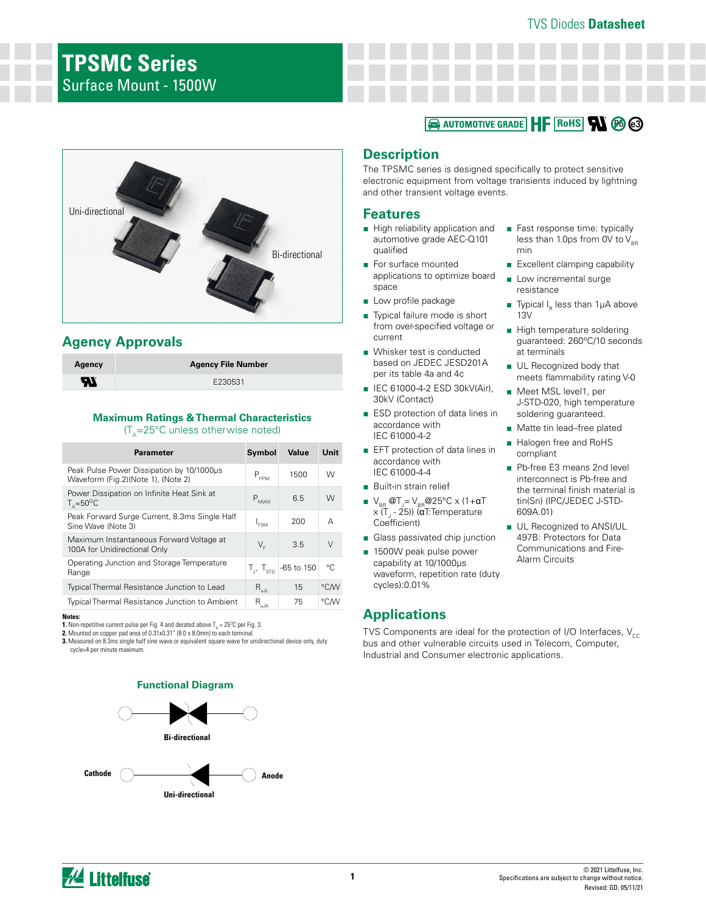# TPSMC Series

## Surface Mount - 1500W

AUTOMOTIVE GRADE HF RoHS

Uni-directional

Bi-directional

## Agency Approvals

| Agency | Agency File Number |
|---|---|
| UL | E230531 |

### Maximum Ratings & Thermal Characteristics

($T_A$=25°C unless otherwise noted)

| Parameter | Symbol | Value | Unit |
|---|---|---|---|
| Peak Pulse Power Dissipation by 10/1000μs Waveform (Fig.2)(Note 1), (Note 2) | $P_{PPM}$ | 1500 | W |
| Power Dissipation on Infinite Heat Sink at $T_A$=50°C | $P_{M(AV)}$ | 6.5 | W |
| Peak Forward Surge Current, 8.3ms Single Half Sine Wave (Note 3) | $I_{FSM}$ | 200 | A |
| Maximum Instantaneous Forward Voltage at 100A for Unidirectional Only | $V_F$ | 3.5 | V |
| Operating Junction and Storage Temperature Range | $T_J$, $T_{STG}$ | -65 to 150 | °C |
| Typical Thermal Resistance Junction to Lead | $R_{uJL}$ | 15 | °C/W |
| Typical Thermal Resistance Junction to Ambient | $R_{uJA}$ | 75 | °C/W |

**Notes:**

1. Non-repetitive current pulse per Fig. 4 and derated above $T_A$ = 25°C per Fig. 3.
2. Mounted on copper pad area of 0.31x0.31" (8.0 x 8.0mm) to each terminal.
3. Measured on 8.3ms single half sine wave or equivalent square wave for unidirectional device only, duty cycle=4 per minute maximum.

### Functional Diagram

Bi-directional

Cathode Anode

Uni-directional

## Description

The TPSMC series is designed specifically to protect sensitive electronic equipment from voltage transients induced by lightning and other transient voltage events.

## Features

- High reliability application and automotive grade AEC-Q101 qualified
- For surface mounted applications to optimize board space
- Low profile package
- Typical failure mode is short from over-specified voltage or current
- Whisker test is conducted based on JEDEC JESD201A per its table 4a and 4c
- IEC 61000-4-2 ESD 30kV(Air), 30kV (Contact)
- ESD protection of data lines in accordance with IEC 61000-4-2
- EFT protection of data lines in accordance with IEC 61000-4-4
- Built-in strain relief
- $V_{BR}$ @$T_J$= $V_{BR}$@25°C x (1+αT x ($T_J$ - 25)) (αT:Temperature Coefficient)
- Glass passivated chip junction
- 1500W peak pulse power capability at 10/1000μs waveform, repetition rate (duty cycles):0.01%
- Fast response time: typically less than 1.0ps from 0V to $V_{BR}$ min
- Excellent clamping capability
- Low incremental surge resistance
- Typical $I_R$ less than 1μA above 13V
- High temperature soldering guaranteed: 260°C/10 seconds at terminals
- UL Recognized body that meets flammability rating V-0
- Meet MSL level1, per J-STD-020, high temperature soldering guaranteed.
- Matte tin lead–free plated
- Halogen free and RoHS compliant
- Pb-free E3 means 2nd level interconnect is Pb-free and the terminal finish material is tin(Sn) (IPC/JEDEC J-STD-609A.01)
- UL Recognized to ANSI/UL 497B: Protectors for Data Communications and Fire-Alarm Circuits

## Applications

TVS Components are ideal for the protection of I/O Interfaces, $V_{CC}$ bus and other vulnerable circuits used in Telecom, Computer, Industrial and Consumer electronic applications.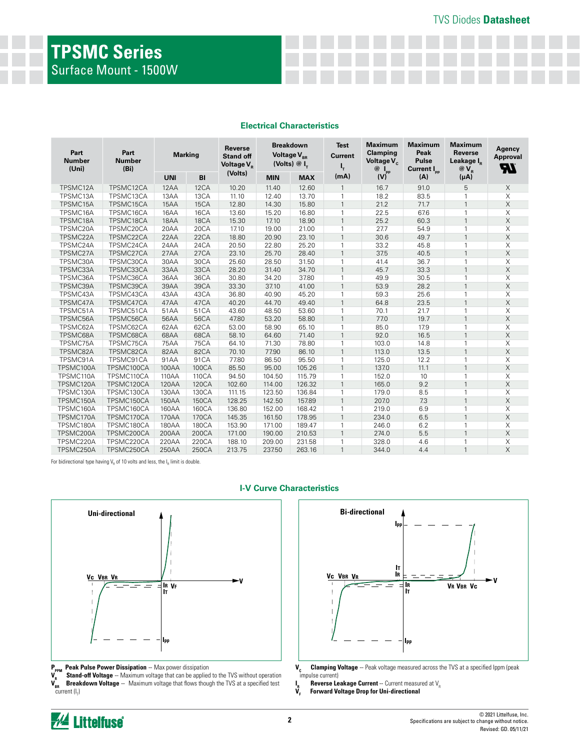# TPSMC Series

Surface Mount - 1500W

## Electrical Characteristics

| Part Number (Uni) | Part Number (Bi) | Marking | | Reverse Stand off Voltage $V_R$ (Volts) | Breakdown Voltage $V_{BR}$ (Volts) @ $I_T$ | | Test Current $I_T$ (mA) | Maximum Clamping Voltage $V_C$ @ $I_{pp}$ (V) | Maximum Peak Pulse Current $I_{pp}$ (A) | Maximum Reverse Leakage $I_R$ @ $V_R$ (µA) | Agency Approval UL |
|---|---|---|---|---|---|---|---|---|---|---|---|
| | | UNI | BI | | MIN | MAX | | | | | |
| TPSMC12A | TPSMC12CA | 12AA | 12CA | 10.20 | 11.40 | 12.60 | 1 | 16.7 | 91.0 | 5 | X |
| TPSMC13A | TPSMC13CA | 13AA | 13CA | 11.10 | 12.40 | 13.70 | 1 | 18.2 | 83.5 | 1 | X |
| TPSMC15A | TPSMC15CA | 15AA | 15CA | 12.80 | 14.30 | 15.80 | 1 | 21.2 | 71.7 | 1 | X |
| TPSMC16A | TPSMC16CA | 16AA | 16CA | 13.60 | 15.20 | 16.80 | 1 | 22.5 | 67.6 | 1 | X |
| TPSMC18A | TPSMC18CA | 18AA | 18CA | 15.30 | 17.10 | 18.90 | 1 | 25.2 | 60.3 | 1 | X |
| TPSMC20A | TPSMC20CA | 20AA | 20CA | 17.10 | 19.00 | 21.00 | 1 | 27.7 | 54.9 | 1 | X |
| TPSMC22A | TPSMC22CA | 22AA | 22CA | 18.80 | 20.90 | 23.10 | 1 | 30.6 | 49.7 | 1 | X |
| TPSMC24A | TPSMC24CA | 24AA | 24CA | 20.50 | 22.80 | 25.20 | 1 | 33.2 | 45.8 | 1 | X |
| TPSMC27A | TPSMC27CA | 27AA | 27CA | 23.10 | 25.70 | 28.40 | 1 | 37.5 | 40.5 | 1 | X |
| TPSMC30A | TPSMC30CA | 30AA | 30CA | 25.60 | 28.50 | 31.50 | 1 | 41.4 | 36.7 | 1 | X |
| TPSMC33A | TPSMC33CA | 33AA | 33CA | 28.20 | 31.40 | 34.70 | 1 | 45.7 | 33.3 | 1 | X |
| TPSMC36A | TPSMC36CA | 36AA | 36CA | 30.80 | 34.20 | 37.80 | 1 | 49.9 | 30.5 | 1 | X |
| TPSMC39A | TPSMC39CA | 39AA | 39CA | 33.30 | 37.10 | 41.00 | 1 | 53.9 | 28.2 | 1 | X |
| TPSMC43A | TPSMC43CA | 43AA | 43CA | 36.80 | 40.90 | 45.20 | 1 | 59.3 | 25.6 | 1 | X |
| TPSMC47A | TPSMC47CA | 47AA | 47CA | 40.20 | 44.70 | 49.40 | 1 | 64.8 | 23.5 | 1 | X |
| TPSMC51A | TPSMC51CA | 51AA | 51CA | 43.60 | 48.50 | 53.60 | 1 | 70.1 | 21.7 | 1 | X |
| TPSMC56A | TPSMC56CA | 56AA | 56CA | 47.80 | 53.20 | 58.80 | 1 | 77.0 | 19.7 | 1 | X |
| TPSMC62A | TPSMC62CA | 62AA | 62CA | 53.00 | 58.90 | 65.10 | 1 | 85.0 | 17.9 | 1 | X |
| TPSMC68A | TPSMC68CA | 68AA | 68CA | 58.10 | 64.60 | 71.40 | 1 | 92.0 | 16.5 | 1 | X |
| TPSMC75A | TPSMC75CA | 75AA | 75CA | 64.10 | 71.30 | 78.80 | 1 | 103.0 | 14.8 | 1 | X |
| TPSMC82A | TPSMC82CA | 82AA | 82CA | 70.10 | 77.90 | 86.10 | 1 | 113.0 | 13.5 | 1 | X |
| TPSMC91A | TPSMC91CA | 91AA | 91CA | 77.80 | 86.50 | 95.50 | 1 | 125.0 | 12.2 | 1 | X |
| TPSMC100A | TPSMC100CA | 100AA | 100CA | 85.50 | 95.00 | 105.26 | 1 | 137.0 | 11.1 | 1 | X |
| TPSMC110A | TPSMC110CA | 110AA | 110CA | 94.50 | 104.50 | 115.79 | 1 | 152.0 | 10 | 1 | X |
| TPSMC120A | TPSMC120CA | 120AA | 120CA | 102.60 | 114.00 | 126.32 | 1 | 165.0 | 9.2 | 1 | X |
| TPSMC130A | TPSMC130CA | 130AA | 130CA | 111.15 | 123.50 | 136.84 | 1 | 179.0 | 8.5 | 1 | X |
| TPSMC150A | TPSMC150CA | 150AA | 150CA | 128.25 | 142.50 | 157.89 | 1 | 207.0 | 7.3 | 1 | X |
| TPSMC160A | TPSMC160CA | 160AA | 160CA | 136.80 | 152.00 | 168.42 | 1 | 219.0 | 6.9 | 1 | X |
| TPSMC170A | TPSMC170CA | 170AA | 170CA | 145.35 | 161.50 | 178.95 | 1 | 234.0 | 6.5 | 1 | X |
| TPSMC180A | TPSMC180CA | 180AA | 180CA | 153.90 | 171.00 | 189.47 | 1 | 246.0 | 6.2 | 1 | X |
| TPSMC200A | TPSMC200CA | 200AA | 200CA | 171.00 | 190.00 | 210.53 | 1 | 274.0 | 5.5 | 1 | X |
| TPSMC220A | TPSMC220CA | 220AA | 220CA | 188.10 | 209.00 | 231.58 | 1 | 328.0 | 4.6 | 1 | X |
| TPSMC250A | TPSMC250CA | 250AA | 250CA | 213.75 | 237.50 | 263.16 | 1 | 344.0 | 4.4 | 1 | X |

For bidirectional type having $V_R$ of 10 volts and less, the $I_R$ limit is double.

## I-V Curve Characteristics

Uni-directional

Bi-directional

$P_{PPM}$ **Peak Pulse Power Dissipation** -- Max power dissipation

$V_R$ **Stand-off Voltage** -- Maximum voltage that can be applied to the TVS without operation

$V_{BR}$ **Breakdown Voltage** -- Maximum voltage that flows though the TVS at a specified test current ($I_T$)

$V_C$ **Clamping Voltage** -- Peak voltage measured across the TVS at a specified Ippm (peak impulse current)

$I_R$ **Reverse Leakage Current** -- Current measured at $V_R$

$V_F$ **Forward Voltage Drop for Uni-directional**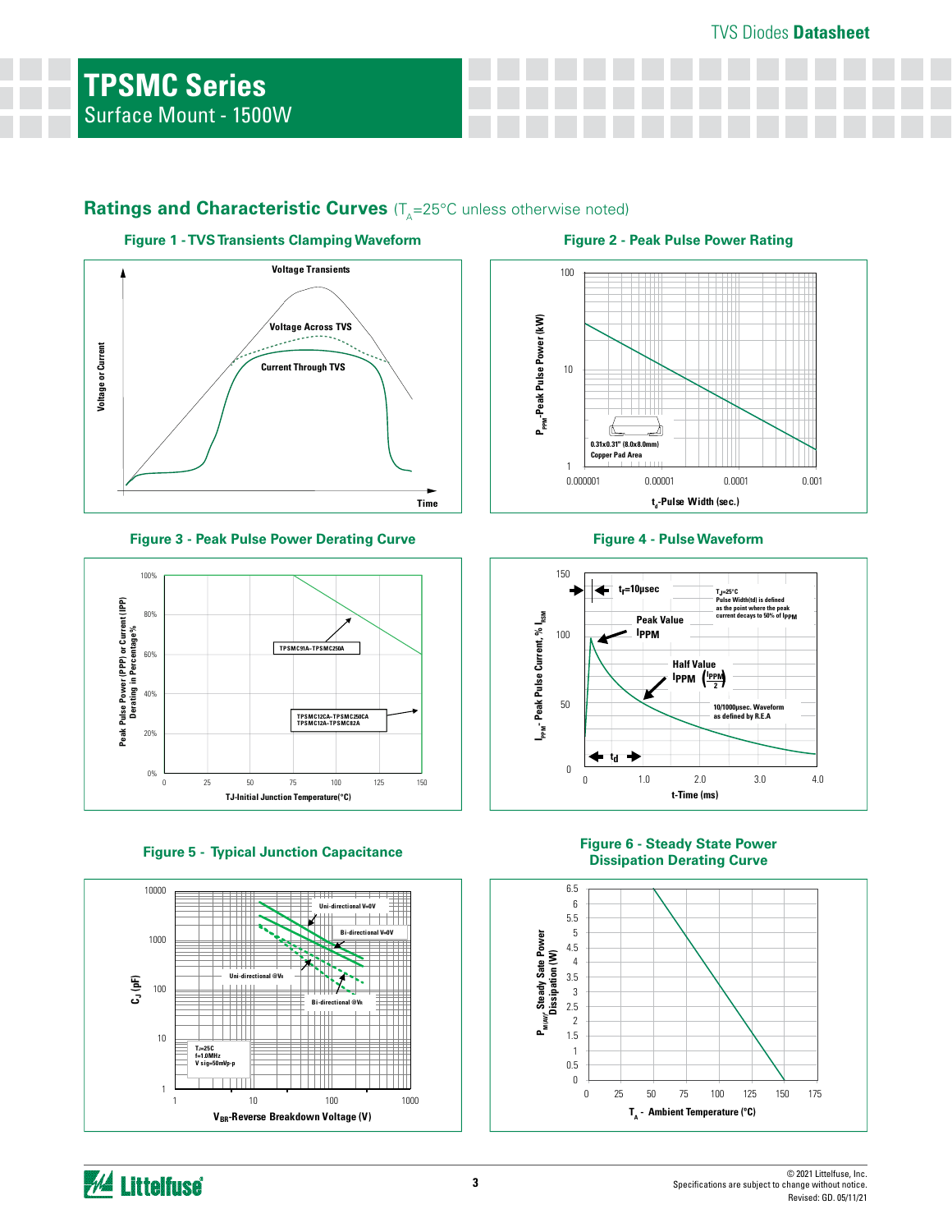# TPSMC Series

Surface Mount - 1500W

## Ratings and Characteristic Curves ($T_A$=25°C unless otherwise noted)

### Figure 1 - TVS Transients Clamping Waveform

Voltage Transients

Voltage Across TVS

Current Through TVS

Voltage or Current

Time

### Figure 2 - Peak Pulse Power Rating

$P_{PPM}$-Peak Pulse Power (kW)

0.31x0.31" (8.0x8.0mm) Copper Pad Area

$t_d$-Pulse Width (sec.)

### Figure 3 - Peak Pulse Power Derating Curve

Peak Pulse Power (PPP) or Current (IPP) Derating in Percentage %

TPSMC91A–TPSMC250A

TPSMC12CA–TPSMC250CA
TPSMC12A–TPSMC82A

TJ-Initial Junction Temperature(°C)

### Figure 4 - Pulse Waveform

$t_r$=10μsec

$T_J$=25°C
Pulse Width(td) is defined as the point where the peak current decays to 50% of $I_{PPM}$

Peak Value $I_{PPM}$

Half Value $I_{PPM}$ $\left(\frac{I_{PPM}}{2}\right)$

10/1000μsec. Waveform as defined by R.E.A

$t_d$

$I_{PPM}$- Peak Pulse Current, % $I_{RSM}$

t-Time (ms)

### Figure 5 - Typical Junction Capacitance

Uni-directional V=0V

Bi-directional V=0V

Uni-directional @$V_R$

Bi-directional @$V_R$

$T_J$=25C
f=1.0MHz
V sig=50mVp-p

$C_J$ (pF)

$V_{BR}$-Reverse Breakdown Voltage (V)

### Figure 6 - Steady State Power Dissipation Derating Curve

$P_{M(AV)}$, Steady Sate Power Dissipation (W)

$T_A$ - Ambient Temperature (°C)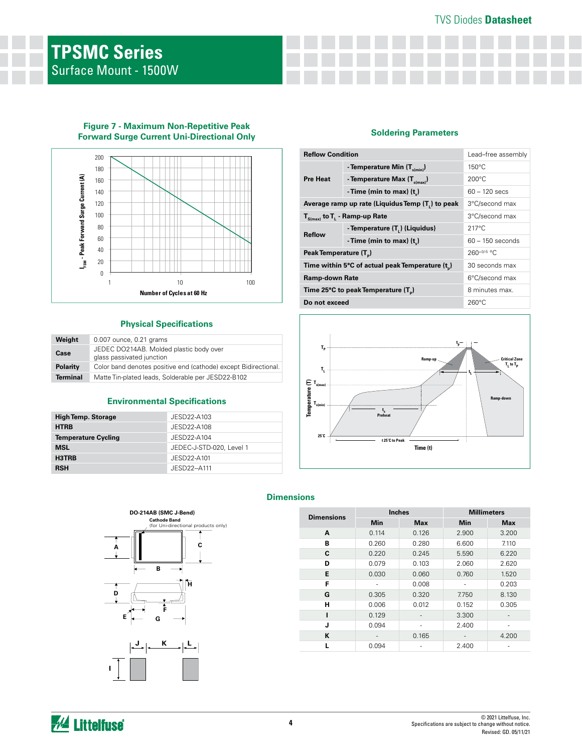# TPSMC Series

Surface Mount - 1500W

### Figure 7 - Maximum Non-Repetitive Peak Forward Surge Current Uni-Directional Only

### Soldering Parameters

| Reflow Condition | | Lead–free assembly |
|---|---|---|
| Pre Heat | - Temperature Min ($T_{s(min)}$) | 150°C |
| | - Temperature Max ($T_{s(max)}$) | 200°C |
| | - Time (min to max) ($t_s$) | 60 – 120 secs |
| Average ramp up rate (Liquidus Temp ($T_L$) to peak | | 3°C/second max |
| $T_{S(max)}$ to $T_L$ - Ramp-up Rate | | 3°C/second max |
| Reflow | - Temperature ($T_L$) (Liquidus) | 217°C |
| | - Time (min to max) ($t_s$) | 60 – 150 seconds |
| Peak Temperature ($T_P$) | | $260^{+0/-5}$ °C |
| Time within 5°C of actual peak Temperature ($t_p$) | | 30 seconds max |
| Ramp-down Rate | | 6°C/second max |
| Time 25°C to peak Temperature ($T_P$) | | 8 minutes max. |
| Do not exceed | | 260°C |

### Physical Specifications

| | |
|---|---|
| Weight | 0.007 ounce, 0.21 grams |
| Case | JEDEC DO214AB. Molded plastic body over glass passivated junction |
| Polarity | Color band denotes positive end (cathode) except Bidirectional. |
| Terminal | Matte Tin-plated leads, Solderable per JESD22-B102 |

### Environmental Specifications

| | |
|---|---|
| High Temp. Storage | JESD22-A103 |
| HTRB | JESD22-A108 |
| Temperature Cycling | JESD22-A104 |
| MSL | JEDEC-J-STD-020, Level 1 |
| H3TRB | JESD22-A101 |
| RSH | JESD22–A111 |

### Dimensions

DO-214AB (SMC J-Bend)

Cathode Band (for Uni-directional products only)

| Dimensions | Inches | | Millimeters | |
|---|---|---|---|---|
| | Min | Max | Min | Max |
| A | 0.114 | 0.126 | 2.900 | 3.200 |
| B | 0.260 | 0.280 | 6.600 | 7.110 |
| C | 0.220 | 0.245 | 5.590 | 6.220 |
| D | 0.079 | 0.103 | 2.060 | 2.620 |
| E | 0.030 | 0.060 | 0.760 | 1.520 |
| F | - | 0.008 | - | 0.203 |
| G | 0.305 | 0.320 | 7.750 | 8.130 |
| H | 0.006 | 0.012 | 0.152 | 0.305 |
| I | 0.129 | - | 3.300 | - |
| J | 0.094 | - | 2.400 | - |
| K | - | 0.165 | - | 4.200 |
| L | 0.094 | - | 2.400 | - |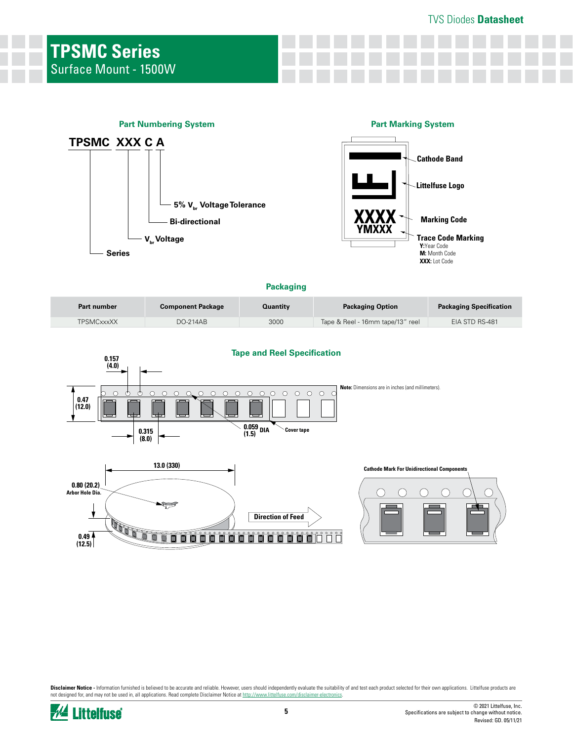# TPSMC Series

Surface Mount - 1500W

## Part Numbering System

TPSMC XXX C A

- 5% $V_{br}$ Voltage Tolerance
- Bi-directional
- $V_{br}$ Voltage
- Series

## Part Marking System

Cathode Band

Littelfuse Logo

XXXX — Marking Code

YMXXX — Trace Code Marking

**Y:** Year Code
**M:** Month Code
**XXX:** Lot Code

## Packaging

| Part number | Component Package | Quantity | Packaging Option | Packaging Specification |
|---|---|---|---|---|
| TPSMCxxxXX | DO-214AB | 3000 | Tape & Reel - 16mm tape/13" reel | EIA STD RS-481 |

## Tape and Reel Specification

0.157 (4.0)

0.47 (12.0)

0.315 (8.0)

0.059 DIA (1.5)

Cover tape

**Note:** Dimensions are in inches (and millimeters).

13.0 (330)

0.80 (20.2) Arbor Hole Dia.

0.49 (12.5)

Direction of Feed

Cathode Mark For Unidirectional Components

**Disclaimer Notice -** Information furnished is believed to be accurate and reliable. However, users should independently evaluate the suitability of and test each product selected for their own applications. Littelfuse products are not designed for, and may not be used in, all applications. Read complete Disclaimer Notice at http://www.littelfuse.com/disclaimer-electronics.

© 2021 Littelfuse, Inc.
Specifications are subject to change without notice.
Revised: GD. 05/11/21